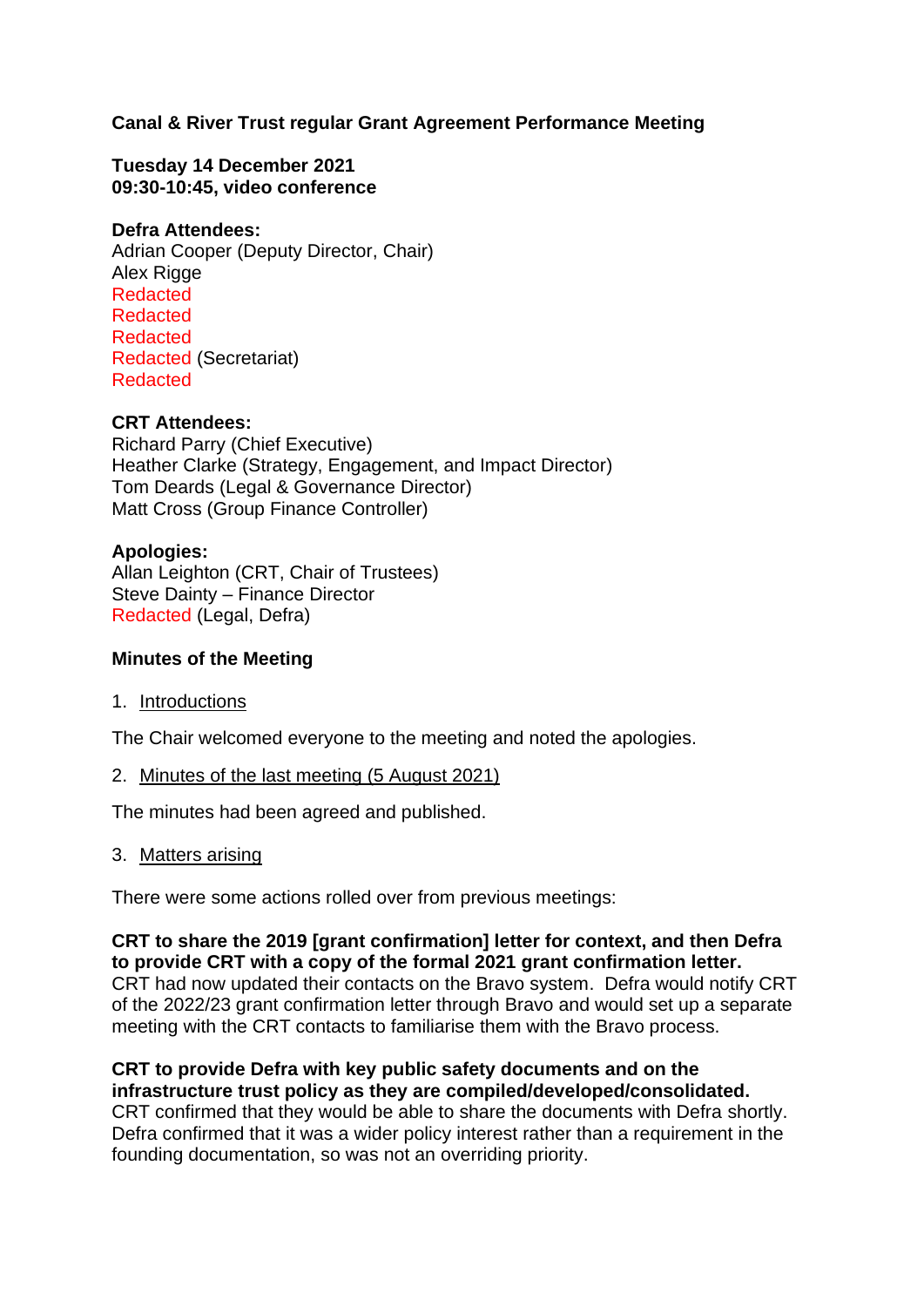**Canal & River Trust regular Grant Agreement Performance Meeting**

**Tuesday 14 December 2021**
**09:30-10:45, video conference**

**Defra Attendees:**
Adrian Cooper (Deputy Director, Chair)
Alex Rigge
Redacted
Redacted
Redacted
Redacted (Secretariat)
Redacted

**CRT Attendees:**
Richard Parry (Chief Executive)
Heather Clarke (Strategy, Engagement, and Impact Director)
Tom Deards (Legal & Governance Director)
Matt Cross (Group Finance Controller)

**Apologies:**
Allan Leighton (CRT, Chair of Trustees)
Steve Dainty – Finance Director
Redacted (Legal, Defra)

**Minutes of the Meeting**

1. Introductions

The Chair welcomed everyone to the meeting and noted the apologies.

2. Minutes of the last meeting (5 August 2021)

The minutes had been agreed and published.

3. Matters arising

There were some actions rolled over from previous meetings:

**CRT to share the 2019 [grant confirmation] letter for context, and then Defra to provide CRT with a copy of the formal 2021 grant confirmation letter.**
CRT had now updated their contacts on the Bravo system. Defra would notify CRT of the 2022/23 grant confirmation letter through Bravo and would set up a separate meeting with the CRT contacts to familiarise them with the Bravo process.

**CRT to provide Defra with key public safety documents and on the infrastructure trust policy as they are compiled/developed/consolidated.**
CRT confirmed that they would be able to share the documents with Defra shortly. Defra confirmed that it was a wider policy interest rather than a requirement in the founding documentation, so was not an overriding priority.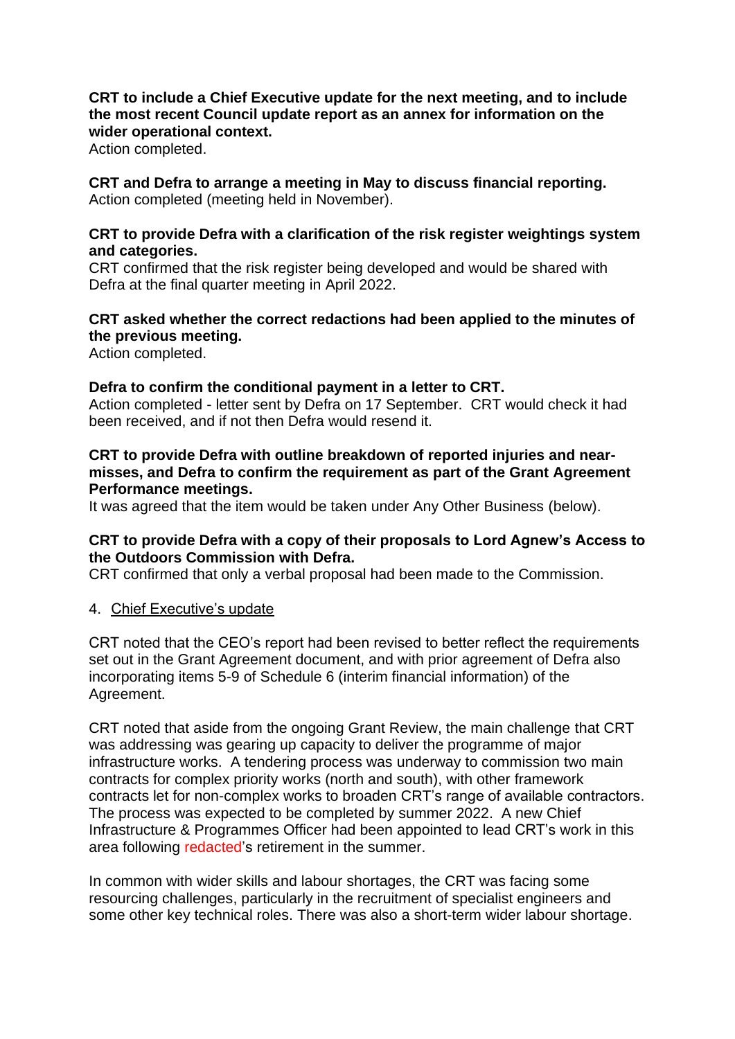**CRT to include a Chief Executive update for the next meeting, and to include the most recent Council update report as an annex for information on the wider operational context.**
Action completed.

**CRT and Defra to arrange a meeting in May to discuss financial reporting.**
Action completed (meeting held in November).

**CRT to provide Defra with a clarification of the risk register weightings system and categories.**
CRT confirmed that the risk register being developed and would be shared with Defra at the final quarter meeting in April 2022.

**CRT asked whether the correct redactions had been applied to the minutes of the previous meeting.**
Action completed.

**Defra to confirm the conditional payment in a letter to CRT.**
Action completed - letter sent by Defra on 17 September. CRT would check it had been received, and if not then Defra would resend it.

**CRT to provide Defra with outline breakdown of reported injuries and near-misses, and Defra to confirm the requirement as part of the Grant Agreement Performance meetings.**
It was agreed that the item would be taken under Any Other Business (below).

**CRT to provide Defra with a copy of their proposals to Lord Agnew's Access to the Outdoors Commission with Defra.**
CRT confirmed that only a verbal proposal had been made to the Commission.

4. Chief Executive's update

CRT noted that the CEO's report had been revised to better reflect the requirements set out in the Grant Agreement document, and with prior agreement of Defra also incorporating items 5-9 of Schedule 6 (interim financial information) of the Agreement.

CRT noted that aside from the ongoing Grant Review, the main challenge that CRT was addressing was gearing up capacity to deliver the programme of major infrastructure works. A tendering process was underway to commission two main contracts for complex priority works (north and south), with other framework contracts let for non-complex works to broaden CRT's range of available contractors. The process was expected to be completed by summer 2022. A new Chief Infrastructure & Programmes Officer had been appointed to lead CRT's work in this area following redacted's retirement in the summer.

In common with wider skills and labour shortages, the CRT was facing some resourcing challenges, particularly in the recruitment of specialist engineers and some other key technical roles. There was also a short-term wider labour shortage.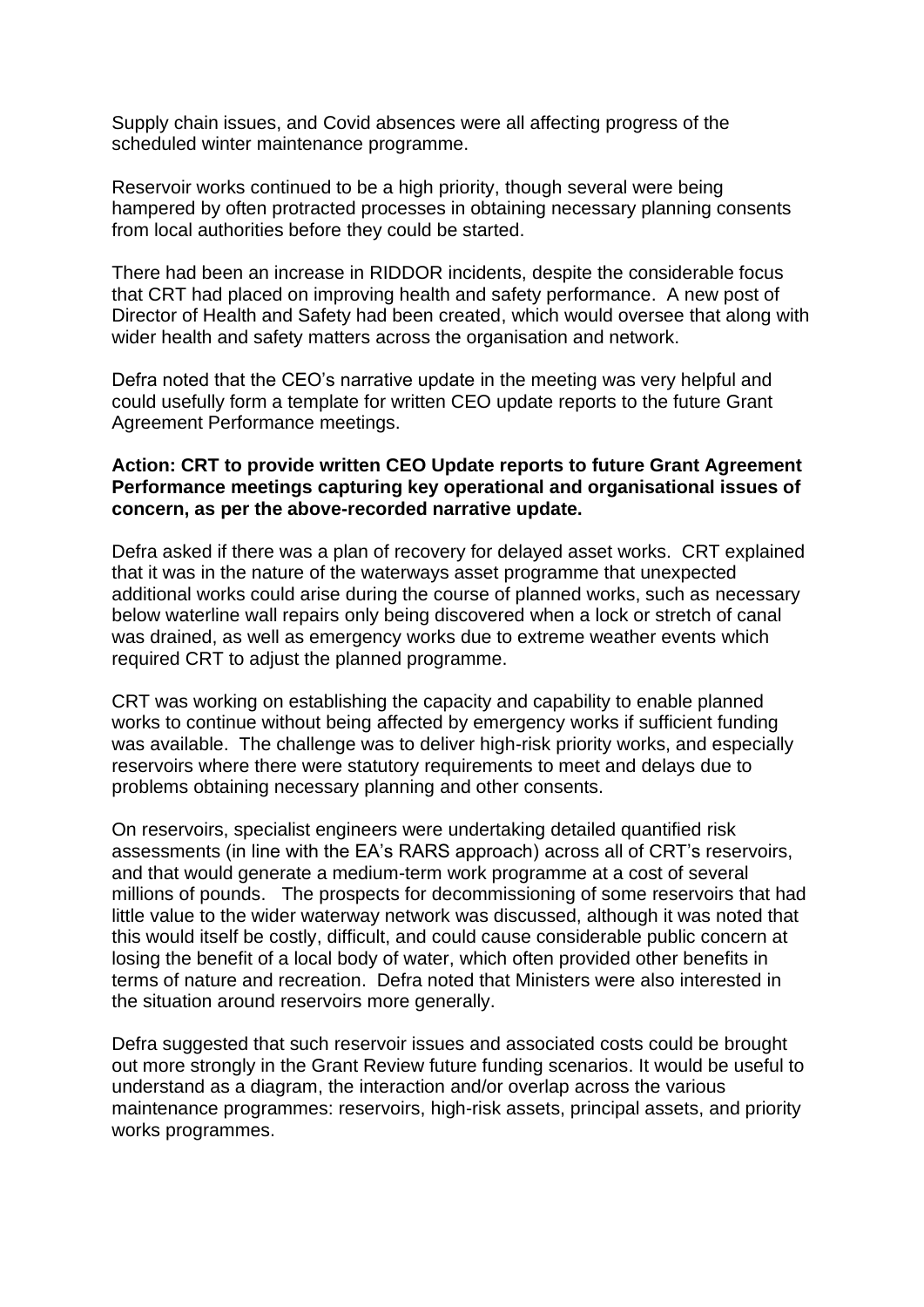Supply chain issues, and Covid absences were all affecting progress of the scheduled winter maintenance programme.

Reservoir works continued to be a high priority, though several were being hampered by often protracted processes in obtaining necessary planning consents from local authorities before they could be started.

There had been an increase in RIDDOR incidents, despite the considerable focus that CRT had placed on improving health and safety performance. A new post of Director of Health and Safety had been created, which would oversee that along with wider health and safety matters across the organisation and network.

Defra noted that the CEO's narrative update in the meeting was very helpful and could usefully form a template for written CEO update reports to the future Grant Agreement Performance meetings.

**Action: CRT to provide written CEO Update reports to future Grant Agreement Performance meetings capturing key operational and organisational issues of concern, as per the above-recorded narrative update.**

Defra asked if there was a plan of recovery for delayed asset works. CRT explained that it was in the nature of the waterways asset programme that unexpected additional works could arise during the course of planned works, such as necessary below waterline wall repairs only being discovered when a lock or stretch of canal was drained, as well as emergency works due to extreme weather events which required CRT to adjust the planned programme.

CRT was working on establishing the capacity and capability to enable planned works to continue without being affected by emergency works if sufficient funding was available. The challenge was to deliver high-risk priority works, and especially reservoirs where there were statutory requirements to meet and delays due to problems obtaining necessary planning and other consents.

On reservoirs, specialist engineers were undertaking detailed quantified risk assessments (in line with the EA's RARS approach) across all of CRT's reservoirs, and that would generate a medium-term work programme at a cost of several millions of pounds. The prospects for decommissioning of some reservoirs that had little value to the wider waterway network was discussed, although it was noted that this would itself be costly, difficult, and could cause considerable public concern at losing the benefit of a local body of water, which often provided other benefits in terms of nature and recreation. Defra noted that Ministers were also interested in the situation around reservoirs more generally.

Defra suggested that such reservoir issues and associated costs could be brought out more strongly in the Grant Review future funding scenarios. It would be useful to understand as a diagram, the interaction and/or overlap across the various maintenance programmes: reservoirs, high-risk assets, principal assets, and priority works programmes.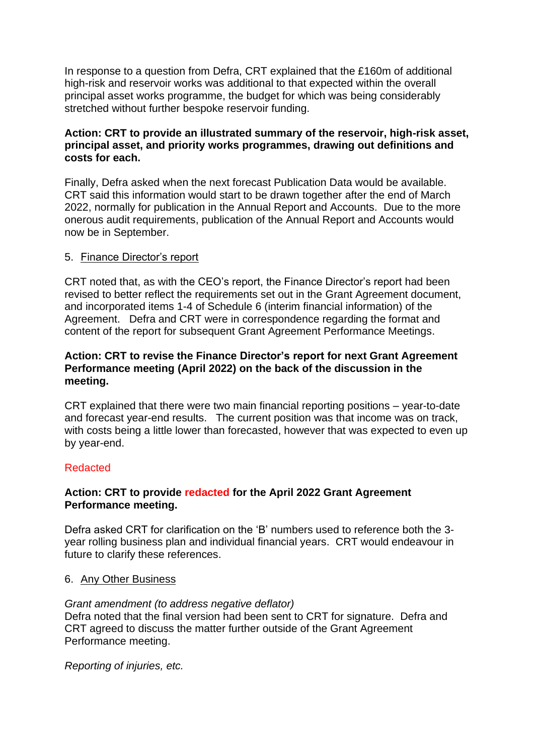In response to a question from Defra, CRT explained that the £160m of additional high-risk and reservoir works was additional to that expected within the overall principal asset works programme, the budget for which was being considerably stretched without further bespoke reservoir funding.

**Action: CRT to provide an illustrated summary of the reservoir, high-risk asset, principal asset, and priority works programmes, drawing out definitions and costs for each.**

Finally, Defra asked when the next forecast Publication Data would be available. CRT said this information would start to be drawn together after the end of March 2022, normally for publication in the Annual Report and Accounts. Due to the more onerous audit requirements, publication of the Annual Report and Accounts would now be in September.

5. Finance Director's report

CRT noted that, as with the CEO's report, the Finance Director's report had been revised to better reflect the requirements set out in the Grant Agreement document, and incorporated items 1-4 of Schedule 6 (interim financial information) of the Agreement. Defra and CRT were in correspondence regarding the format and content of the report for subsequent Grant Agreement Performance Meetings.

**Action: CRT to revise the Finance Director's report for next Grant Agreement Performance meeting (April 2022) on the back of the discussion in the meeting.**

CRT explained that there were two main financial reporting positions – year-to-date and forecast year-end results. The current position was that income was on track, with costs being a little lower than forecasted, however that was expected to even up by year-end.

Redacted

**Action: CRT to provide redacted for the April 2022 Grant Agreement Performance meeting.**

Defra asked CRT for clarification on the 'B' numbers used to reference both the 3-year rolling business plan and individual financial years. CRT would endeavour in future to clarify these references.

6. Any Other Business

*Grant amendment (to address negative deflator)*

Defra noted that the final version had been sent to CRT for signature. Defra and CRT agreed to discuss the matter further outside of the Grant Agreement Performance meeting.

*Reporting of injuries, etc.*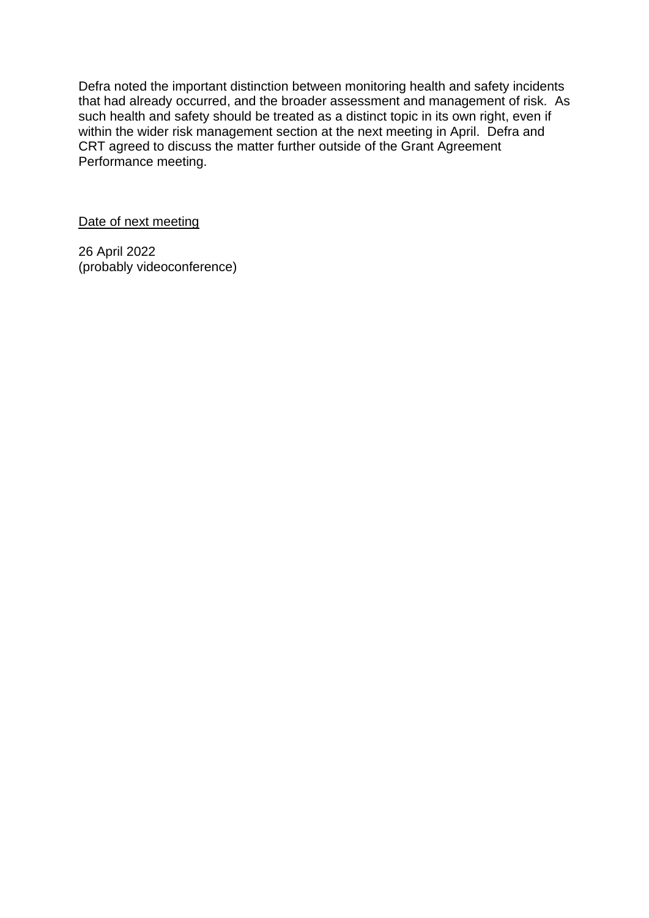Defra noted the important distinction between monitoring health and safety incidents that had already occurred, and the broader assessment and management of risk. As such health and safety should be treated as a distinct topic in its own right, even if within the wider risk management section at the next meeting in April. Defra and CRT agreed to discuss the matter further outside of the Grant Agreement Performance meeting.

<u>Date of next meeting</u>

26 April 2022
(probably videoconference)